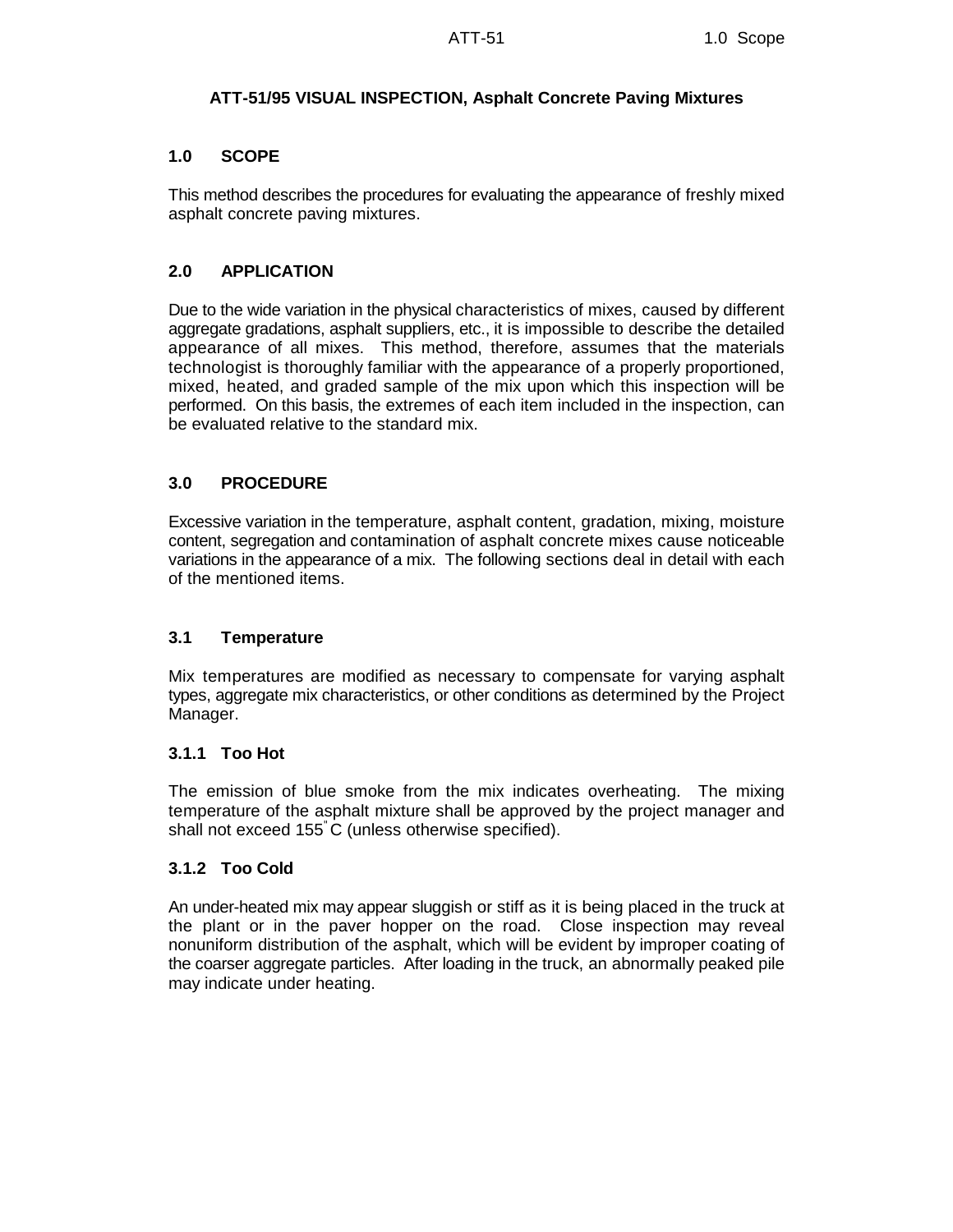# ATT-51/95 VISUAL INSPECTION, Asphalt Concrete Paving Mixtures

## 1.0 SCOPE

This method describes the procedures for evaluating the appearance of freshly mixed asphalt concrete paving mixtures.

## 2.0 APPLICATION

Due to the wide variation in the physical characteristics of mixes, caused by different aggregate gradations, asphalt suppliers, etc., it is impossible to describe the detailed appearance of all mixes. This method, therefore, assumes that the materials technologist is thoroughly familiar with the appearance of a properly proportioned, mixed, heated, and graded sample of the mix upon which this inspection will be performed. On this basis, the extremes of each item included in the inspection, can be evaluated relative to the standard mix.

## 3.0 PROCEDURE

Excessive variation in the temperature, asphalt content, gradation, mixing, moisture content, segregation and contamination of asphalt concrete mixes cause noticeable variations in the appearance of a mix. The following sections deal in detail with each of the mentioned items.

### 3.1 Temperature

Mix temperatures are modified as necessary to compensate for varying asphalt types, aggregate mix characteristics, or other conditions as determined by the Project Manager.

#### 3.1.1 Too Hot

The emission of blue smoke from the mix indicates overheating. The mixing temperature of the asphalt mixture shall be approved by the project manager and shall not exceed 155°C (unless otherwise specified).

#### 3.1.2 Too Cold

An under-heated mix may appear sluggish or stiff as it is being placed in the truck at the plant or in the paver hopper on the road. Close inspection may reveal nonuniform distribution of the asphalt, which will be evident by improper coating of the coarser aggregate particles. After loading in the truck, an abnormally peaked pile may indicate under heating.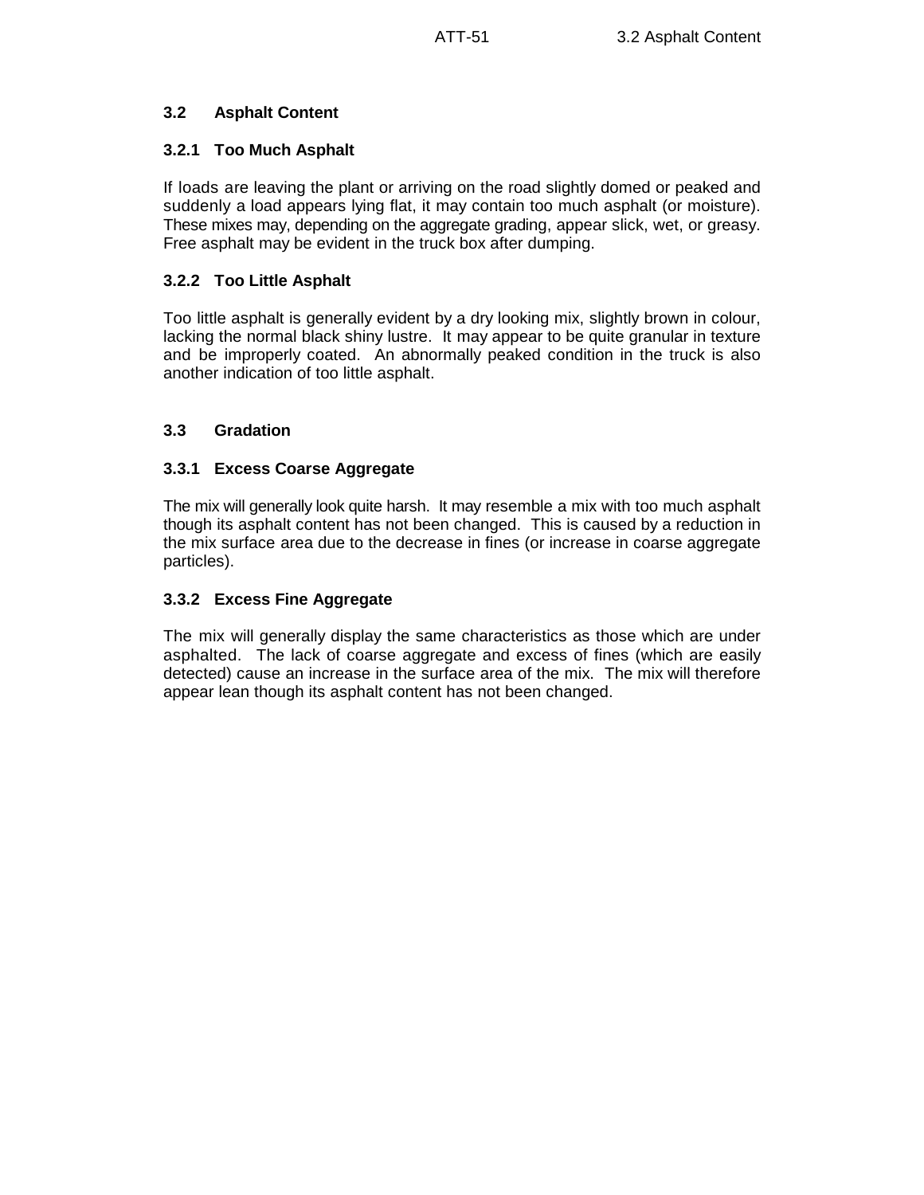## 3.2 Asphalt Content

### 3.2.1 Too Much Asphalt

If loads are leaving the plant or arriving on the road slightly domed or peaked and suddenly a load appears lying flat, it may contain too much asphalt (or moisture). These mixes may, depending on the aggregate grading, appear slick, wet, or greasy. Free asphalt may be evident in the truck box after dumping.

### 3.2.2 Too Little Asphalt

Too little asphalt is generally evident by a dry looking mix, slightly brown in colour, lacking the normal black shiny lustre. It may appear to be quite granular in texture and be improperly coated. An abnormally peaked condition in the truck is also another indication of too little asphalt.

## 3.3 Gradation

### 3.3.1 Excess Coarse Aggregate

The mix will generally look quite harsh. It may resemble a mix with too much asphalt though its asphalt content has not been changed. This is caused by a reduction in the mix surface area due to the decrease in fines (or increase in coarse aggregate particles).

### 3.3.2 Excess Fine Aggregate

The mix will generally display the same characteristics as those which are under asphalted. The lack of coarse aggregate and excess of fines (which are easily detected) cause an increase in the surface area of the mix. The mix will therefore appear lean though its asphalt content has not been changed.